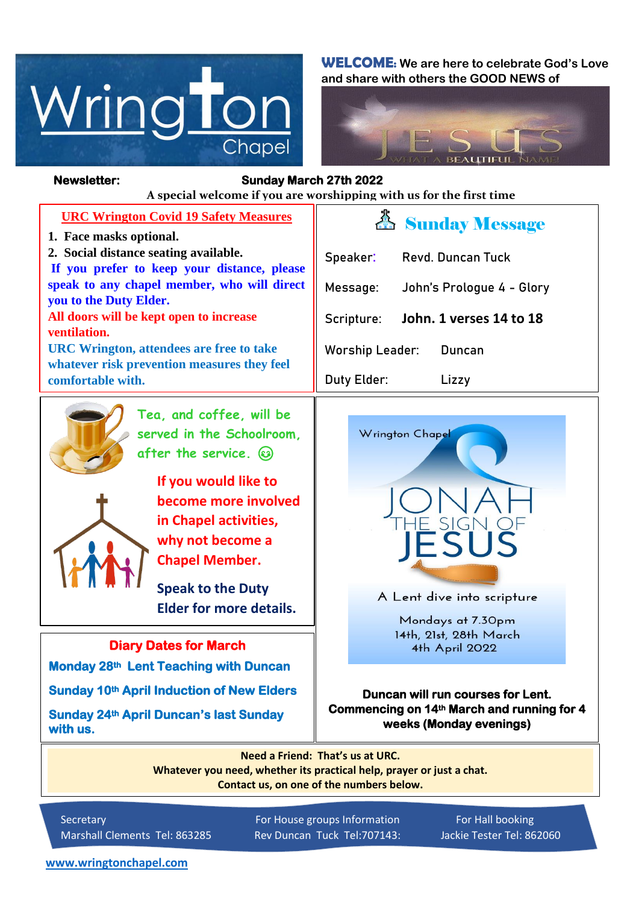# Wrington Chapel

**WELCOME:** We are here to celebrate God's Love and share with others the GOOD NEWS of

JESUS — WHAT A BEAUTIFUL NAME

**Newsletter:** **Sunday March 27th 2022**

**A special welcome if you are worshipping with us for the first time**

## URC Wrington Covid 19 Safety Measures

1. **Face masks optional.**
2. **Social distance seating available.**

**If you prefer to keep your distance, please speak to any chapel member, who will direct you to the Duty Elder.**

**All doors will be kept open to increase ventilation.**

**URC Wrington, attendees are free to take whatever risk prevention measures they feel comfortable with.**

## Sunday Message

| | |
|---|---|
| Speaker: | Revd. Duncan Tuck |
| Message: | John's Prologue 4 - Glory |
| Scripture: | **John. 1 verses 14 to 18** |
| Worship Leader: | Duncan |
| Duty Elder: | Lizzy |

Tea, and coffee, will be served in the Schoolroom, after the service. 😊

**If you would like to become more involved in Chapel activities, why not become a Chapel Member.**

**Speak to the Duty Elder for more details.**

Wrington Chapel

JONAH THE SIGN OF JESUS

A Lent dive into scripture

Mondays at 7.30pm
14th, 21st, 28th March
4th April 2022

**Duncan will run courses for Lent. Commencing on 14th March and running for 4 weeks (Monday evenings)**

## Diary Dates for March

**Monday 28th Lent Teaching with Duncan**

**Sunday 10th April Induction of New Elders**

**Sunday 24th April Duncan's last Sunday with us.**

**Need a Friend: That's us at URC.**
**Whatever you need, whether its practical help, prayer or just a chat.**
**Contact us, on one of the numbers below.**

| Secretary | For House groups Information | For Hall booking |
|---|---|---|
| Marshall Clements Tel: 863285 | Rev Duncan Tuck Tel:707143: | Jackie Tester Tel: 862060 |

www.wringtonchapel.com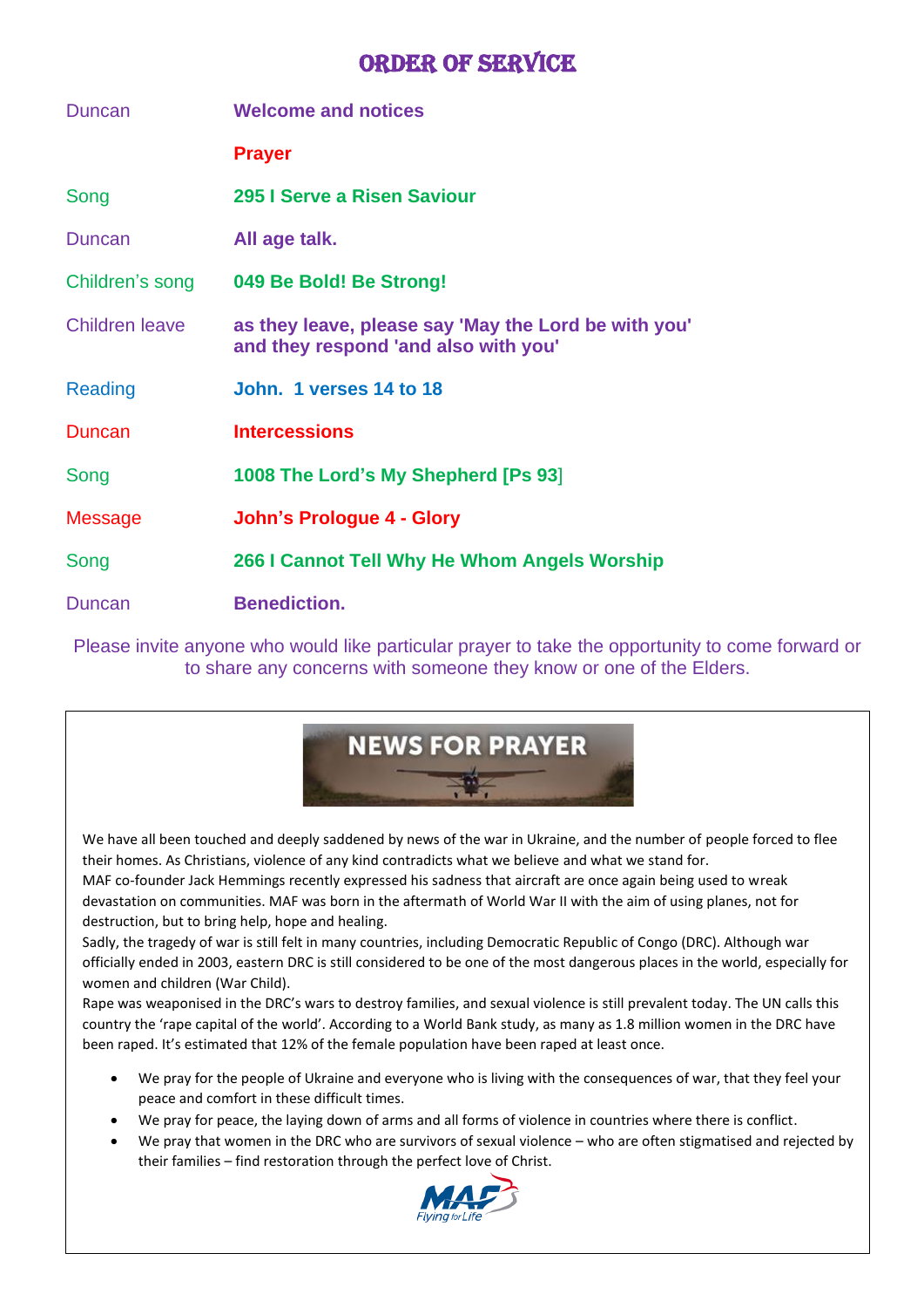# ORDER OF SERVICE

| | |
|---|---|
| Duncan | **Welcome and notices** |
| | **Prayer** |
| Song | **295 I Serve a Risen Saviour** |
| Duncan | **All age talk.** |
| Children's song | **049 Be Bold! Be Strong!** |
| Children leave | **as they leave, please say 'May the Lord be with you' and they respond 'and also with you'** |
| Reading | **John. 1 verses 14 to 18** |
| Duncan | **Intercessions** |
| Song | **1008 The Lord's My Shepherd [Ps 93]** |
| Message | **John's Prologue 4 - Glory** |
| Song | **266 I Cannot Tell Why He Whom Angels Worship** |
| Duncan | **Benediction.** |

Please invite anyone who would like particular prayer to take the opportunity to come forward or to share any concerns with someone they know or one of the Elders.

## NEWS FOR PRAYER

We have all been touched and deeply saddened by news of the war in Ukraine, and the number of people forced to flee their homes. As Christians, violence of any kind contradicts what we believe and what we stand for.
MAF co-founder Jack Hemmings recently expressed his sadness that aircraft are once again being used to wreak devastation on communities. MAF was born in the aftermath of World War II with the aim of using planes, not for destruction, but to bring help, hope and healing.
Sadly, the tragedy of war is still felt in many countries, including Democratic Republic of Congo (DRC). Although war officially ended in 2003, eastern DRC is still considered to be one of the most dangerous places in the world, especially for women and children (War Child).
Rape was weaponised in the DRC's wars to destroy families, and sexual violence is still prevalent today. The UN calls this country the 'rape capital of the world'. According to a World Bank study, as many as 1.8 million women in the DRC have been raped. It's estimated that 12% of the female population have been raped at least once.

- We pray for the people of Ukraine and everyone who is living with the consequences of war, that they feel your peace and comfort in these difficult times.
- We pray for peace, the laying down of arms and all forms of violence in countries where there is conflict.
- We pray that women in the DRC who are survivors of sexual violence – who are often stigmatised and rejected by their families – find restoration through the perfect love of Christ.

MAF Flying for Life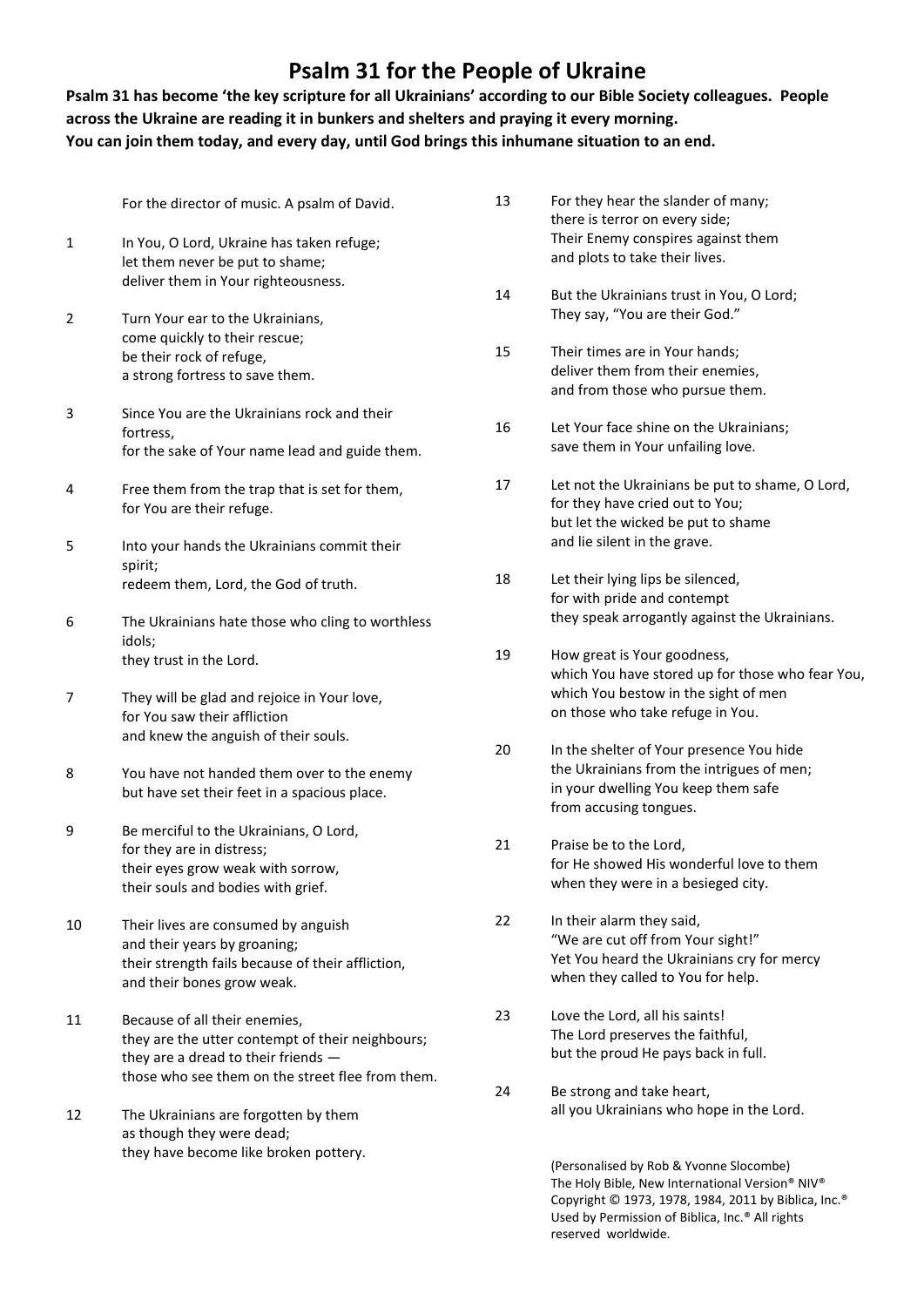# Psalm 31 for the People of Ukraine

**Psalm 31 has become 'the key scripture for all Ukrainians' according to our Bible Society colleagues. People across the Ukraine are reading it in bunkers and shelters and praying it every morning.**
**You can join them today, and every day, until God brings this inhumane situation to an end.**

For the director of music. A psalm of David.

1 In You, O Lord, Ukraine has taken refuge;
let them never be put to shame;
deliver them in Your righteousness.

2 Turn Your ear to the Ukrainians,
come quickly to their rescue;
be their rock of refuge,
a strong fortress to save them.

3 Since You are the Ukrainians rock and their fortress,
for the sake of Your name lead and guide them.

4 Free them from the trap that is set for them,
for You are their refuge.

5 Into your hands the Ukrainians commit their spirit;
redeem them, Lord, the God of truth.

6 The Ukrainians hate those who cling to worthless idols;
they trust in the Lord.

7 They will be glad and rejoice in Your love,
for You saw their affliction
and knew the anguish of their souls.

8 You have not handed them over to the enemy
but have set their feet in a spacious place.

9 Be merciful to the Ukrainians, O Lord,
for they are in distress;
their eyes grow weak with sorrow,
their souls and bodies with grief.

10 Their lives are consumed by anguish
and their years by groaning;
their strength fails because of their affliction,
and their bones grow weak.

11 Because of all their enemies,
they are the utter contempt of their neighbours;
they are a dread to their friends —
those who see them on the street flee from them.

12 The Ukrainians are forgotten by them
as though they were dead;
they have become like broken pottery.

13 For they hear the slander of many;
there is terror on every side;
Their Enemy conspires against them
and plots to take their lives.

14 But the Ukrainians trust in You, O Lord;
They say, "You are their God."

15 Their times are in Your hands;
deliver them from their enemies,
and from those who pursue them.

16 Let Your face shine on the Ukrainians;
save them in Your unfailing love.

17 Let not the Ukrainians be put to shame, O Lord,
for they have cried out to You;
but let the wicked be put to shame
and lie silent in the grave.

18 Let their lying lips be silenced,
for with pride and contempt
they speak arrogantly against the Ukrainians.

19 How great is Your goodness,
which You have stored up for those who fear You,
which You bestow in the sight of men
on those who take refuge in You.

20 In the shelter of Your presence You hide
the Ukrainians from the intrigues of men;
in your dwelling You keep them safe
from accusing tongues.

21 Praise be to the Lord,
for He showed His wonderful love to them
when they were in a besieged city.

22 In their alarm they said,
"We are cut off from Your sight!"
Yet You heard the Ukrainians cry for mercy
when they called to You for help.

23 Love the Lord, all his saints!
The Lord preserves the faithful,
but the proud He pays back in full.

24 Be strong and take heart,
all you Ukrainians who hope in the Lord.

(Personalised by Rob & Yvonne Slocombe)
The Holy Bible, New International Version® NIV®
Copyright © 1973, 1978, 1984, 2011 by Biblica, Inc.®
Used by Permission of Biblica, Inc.® All rights reserved worldwide.